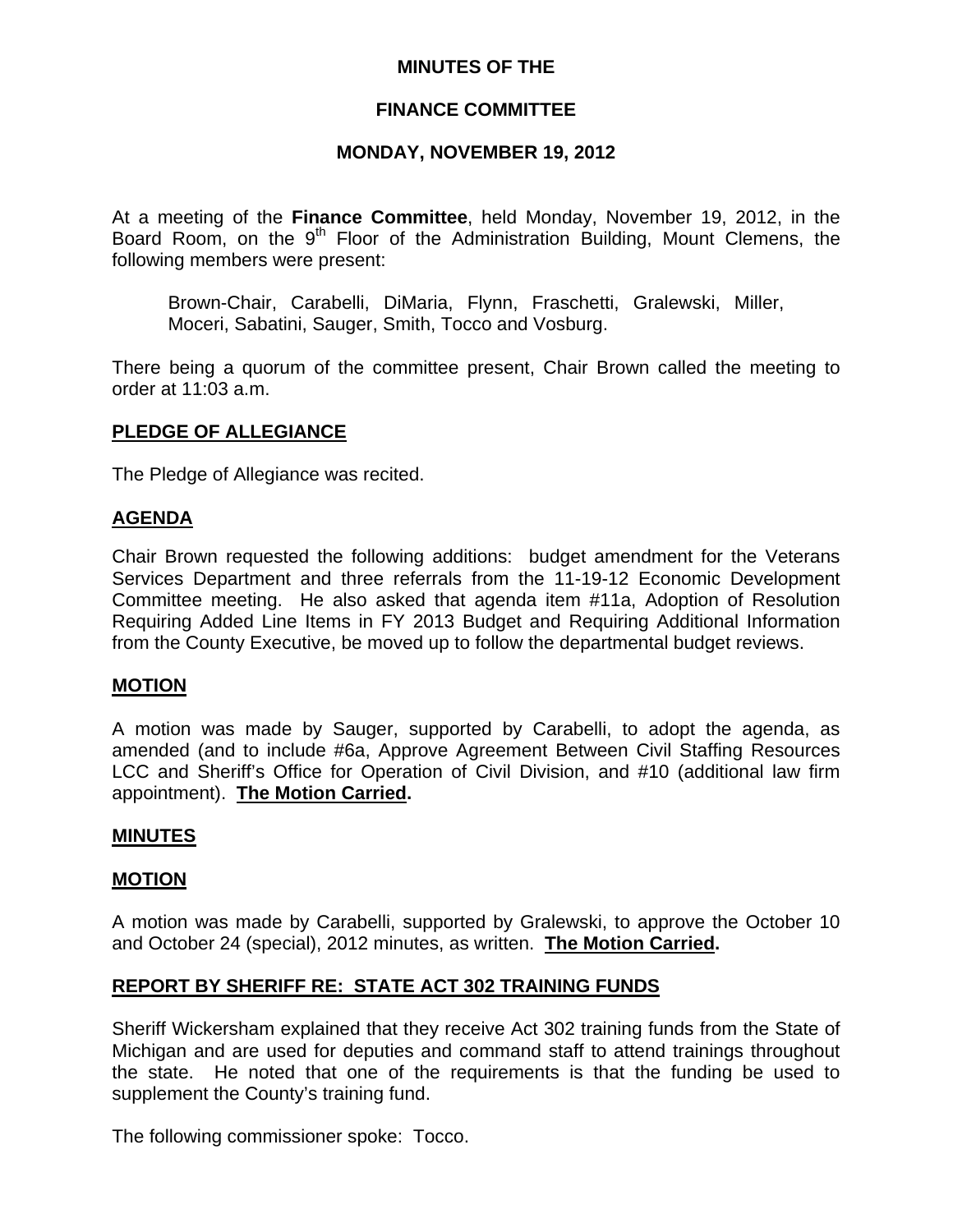**MINUTES OF THE**

**FINANCE COMMITTEE**

**MONDAY, NOVEMBER 19, 2012**

At a meeting of the **Finance Committee**, held Monday, November 19, 2012, in the Board Room, on the 9th Floor of the Administration Building, Mount Clemens, the following members were present:

Brown-Chair, Carabelli, DiMaria, Flynn, Fraschetti, Gralewski, Miller, Moceri, Sabatini, Sauger, Smith, Tocco and Vosburg.

There being a quorum of the committee present, Chair Brown called the meeting to order at 11:03 a.m.

## PLEDGE OF ALLEGIANCE

The Pledge of Allegiance was recited.

## AGENDA

Chair Brown requested the following additions: budget amendment for the Veterans Services Department and three referrals from the 11-19-12 Economic Development Committee meeting. He also asked that agenda item #11a, Adoption of Resolution Requiring Added Line Items in FY 2013 Budget and Requiring Additional Information from the County Executive, be moved up to follow the departmental budget reviews.

## MOTION

A motion was made by Sauger, supported by Carabelli, to adopt the agenda, as amended (and to include #6a, Approve Agreement Between Civil Staffing Resources LCC and Sheriff's Office for Operation of Civil Division, and #10 (additional law firm appointment). **The Motion Carried.**

## MINUTES

## MOTION

A motion was made by Carabelli, supported by Gralewski, to approve the October 10 and October 24 (special), 2012 minutes, as written. **The Motion Carried.**

## REPORT BY SHERIFF RE: STATE ACT 302 TRAINING FUNDS

Sheriff Wickersham explained that they receive Act 302 training funds from the State of Michigan and are used for deputies and command staff to attend trainings throughout the state. He noted that one of the requirements is that the funding be used to supplement the County's training fund.

The following commissioner spoke: Tocco.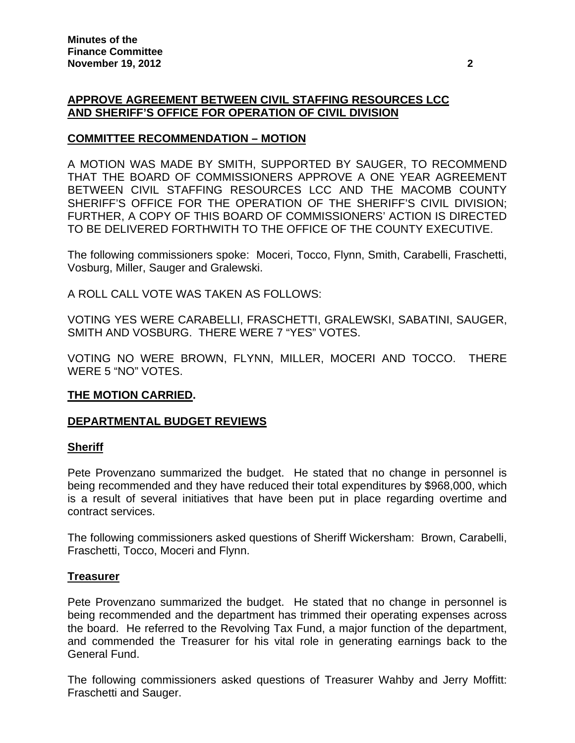**APPROVE AGREEMENT BETWEEN CIVIL STAFFING RESOURCES LCC AND SHERIFF'S OFFICE FOR OPERATION OF CIVIL DIVISION**

**COMMITTEE RECOMMENDATION – MOTION**

A MOTION WAS MADE BY SMITH, SUPPORTED BY SAUGER, TO RECOMMEND THAT THE BOARD OF COMMISSIONERS APPROVE A ONE YEAR AGREEMENT BETWEEN CIVIL STAFFING RESOURCES LCC AND THE MACOMB COUNTY SHERIFF'S OFFICE FOR THE OPERATION OF THE SHERIFF'S CIVIL DIVISION; FURTHER, A COPY OF THIS BOARD OF COMMISSIONERS' ACTION IS DIRECTED TO BE DELIVERED FORTHWITH TO THE OFFICE OF THE COUNTY EXECUTIVE.

The following commissioners spoke: Moceri, Tocco, Flynn, Smith, Carabelli, Fraschetti, Vosburg, Miller, Sauger and Gralewski.

A ROLL CALL VOTE WAS TAKEN AS FOLLOWS:

VOTING YES WERE CARABELLI, FRASCHETTI, GRALEWSKI, SABATINI, SAUGER, SMITH AND VOSBURG. THERE WERE 7 "YES" VOTES.

VOTING NO WERE BROWN, FLYNN, MILLER, MOCERI AND TOCCO. THERE WERE 5 "NO" VOTES.

**THE MOTION CARRIED.**

**DEPARTMENTAL BUDGET REVIEWS**

**Sheriff**

Pete Provenzano summarized the budget. He stated that no change in personnel is being recommended and they have reduced their total expenditures by $968,000, which is a result of several initiatives that have been put in place regarding overtime and contract services.

The following commissioners asked questions of Sheriff Wickersham: Brown, Carabelli, Fraschetti, Tocco, Moceri and Flynn.

**Treasurer**

Pete Provenzano summarized the budget. He stated that no change in personnel is being recommended and the department has trimmed their operating expenses across the board. He referred to the Revolving Tax Fund, a major function of the department, and commended the Treasurer for his vital role in generating earnings back to the General Fund.

The following commissioners asked questions of Treasurer Wahby and Jerry Moffitt: Fraschetti and Sauger.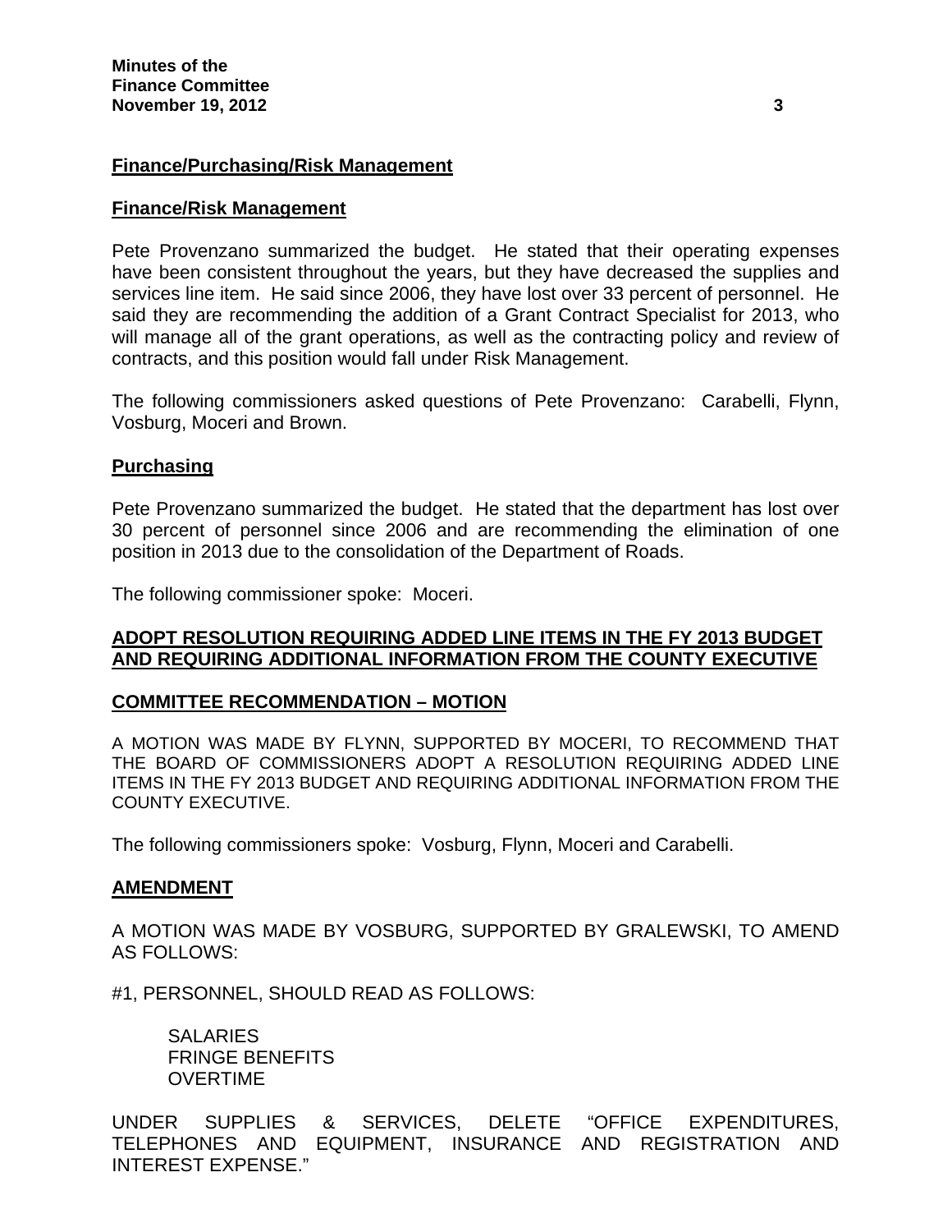**Finance/Purchasing/Risk Management**

**Finance/Risk Management**

Pete Provenzano summarized the budget. He stated that their operating expenses have been consistent throughout the years, but they have decreased the supplies and services line item. He said since 2006, they have lost over 33 percent of personnel. He said they are recommending the addition of a Grant Contract Specialist for 2013, who will manage all of the grant operations, as well as the contracting policy and review of contracts, and this position would fall under Risk Management.

The following commissioners asked questions of Pete Provenzano: Carabelli, Flynn, Vosburg, Moceri and Brown.

**Purchasing**

Pete Provenzano summarized the budget. He stated that the department has lost over 30 percent of personnel since 2006 and are recommending the elimination of one position in 2013 due to the consolidation of the Department of Roads.

The following commissioner spoke: Moceri.

**ADOPT RESOLUTION REQUIRING ADDED LINE ITEMS IN THE FY 2013 BUDGET AND REQUIRING ADDITIONAL INFORMATION FROM THE COUNTY EXECUTIVE**

**COMMITTEE RECOMMENDATION – MOTION**

A MOTION WAS MADE BY FLYNN, SUPPORTED BY MOCERI, TO RECOMMEND THAT THE BOARD OF COMMISSIONERS ADOPT A RESOLUTION REQUIRING ADDED LINE ITEMS IN THE FY 2013 BUDGET AND REQUIRING ADDITIONAL INFORMATION FROM THE COUNTY EXECUTIVE.

The following commissioners spoke: Vosburg, Flynn, Moceri and Carabelli.

**AMENDMENT**

A MOTION WAS MADE BY VOSBURG, SUPPORTED BY GRALEWSKI, TO AMEND AS FOLLOWS:

#1, PERSONNEL, SHOULD READ AS FOLLOWS:

SALARIES
FRINGE BENEFITS
OVERTIME

UNDER SUPPLIES & SERVICES, DELETE "OFFICE EXPENDITURES, TELEPHONES AND EQUIPMENT, INSURANCE AND REGISTRATION AND INTEREST EXPENSE."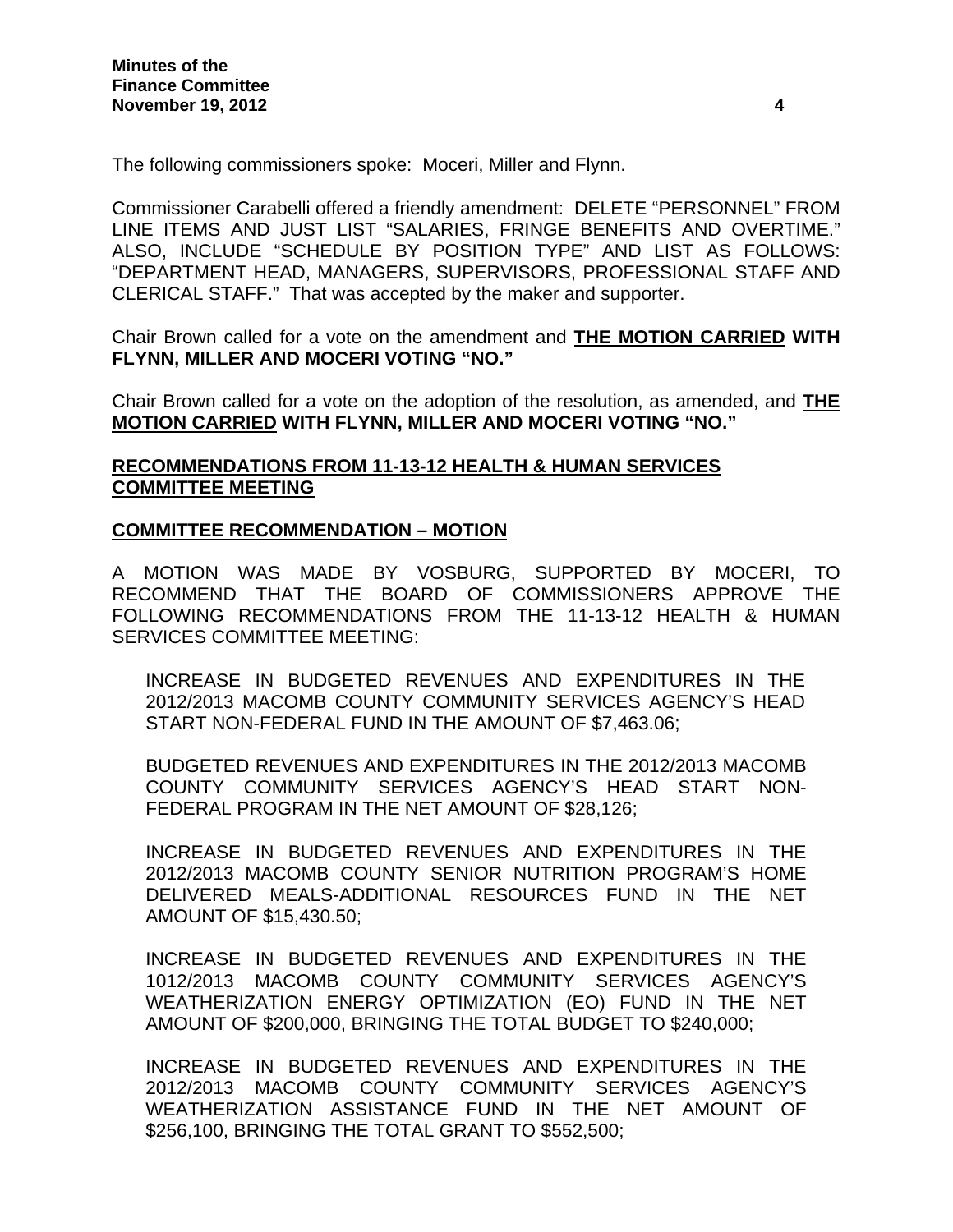The following commissioners spoke: Moceri, Miller and Flynn.

Commissioner Carabelli offered a friendly amendment: DELETE "PERSONNEL" FROM LINE ITEMS AND JUST LIST "SALARIES, FRINGE BENEFITS AND OVERTIME." ALSO, INCLUDE "SCHEDULE BY POSITION TYPE" AND LIST AS FOLLOWS: "DEPARTMENT HEAD, MANAGERS, SUPERVISORS, PROFESSIONAL STAFF AND CLERICAL STAFF." That was accepted by the maker and supporter.

Chair Brown called for a vote on the amendment and **<u>THE MOTION CARRIED</u> WITH FLYNN, MILLER AND MOCERI VOTING "NO."**

Chair Brown called for a vote on the adoption of the resolution, as amended, and **<u>THE MOTION CARRIED</u> WITH FLYNN, MILLER AND MOCERI VOTING "NO."**

## <u>RECOMMENDATIONS FROM 11-13-12 HEALTH & HUMAN SERVICES COMMITTEE MEETING</u>

### <u>COMMITTEE RECOMMENDATION – MOTION</u>

A MOTION WAS MADE BY VOSBURG, SUPPORTED BY MOCERI, TO RECOMMEND THAT THE BOARD OF COMMISSIONERS APPROVE THE FOLLOWING RECOMMENDATIONS FROM THE 11-13-12 HEALTH & HUMAN SERVICES COMMITTEE MEETING:

> INCREASE IN BUDGETED REVENUES AND EXPENDITURES IN THE 2012/2013 MACOMB COUNTY COMMUNITY SERVICES AGENCY'S HEAD START NON-FEDERAL FUND IN THE AMOUNT OF $7,463.06;
>
> BUDGETED REVENUES AND EXPENDITURES IN THE 2012/2013 MACOMB COUNTY COMMUNITY SERVICES AGENCY'S HEAD START NON-FEDERAL PROGRAM IN THE NET AMOUNT OF $28,126;
>
> INCREASE IN BUDGETED REVENUES AND EXPENDITURES IN THE 2012/2013 MACOMB COUNTY SENIOR NUTRITION PROGRAM'S HOME DELIVERED MEALS-ADDITIONAL RESOURCES FUND IN THE NET AMOUNT OF $15,430.50;
>
> INCREASE IN BUDGETED REVENUES AND EXPENDITURES IN THE 1012/2013 MACOMB COUNTY COMMUNITY SERVICES AGENCY'S WEATHERIZATION ENERGY OPTIMIZATION (EO) FUND IN THE NET AMOUNT OF $200,000, BRINGING THE TOTAL BUDGET TO $240,000;
>
> INCREASE IN BUDGETED REVENUES AND EXPENDITURES IN THE 2012/2013 MACOMB COUNTY COMMUNITY SERVICES AGENCY'S WEATHERIZATION ASSISTANCE FUND IN THE NET AMOUNT OF $256,100, BRINGING THE TOTAL GRANT TO $552,500;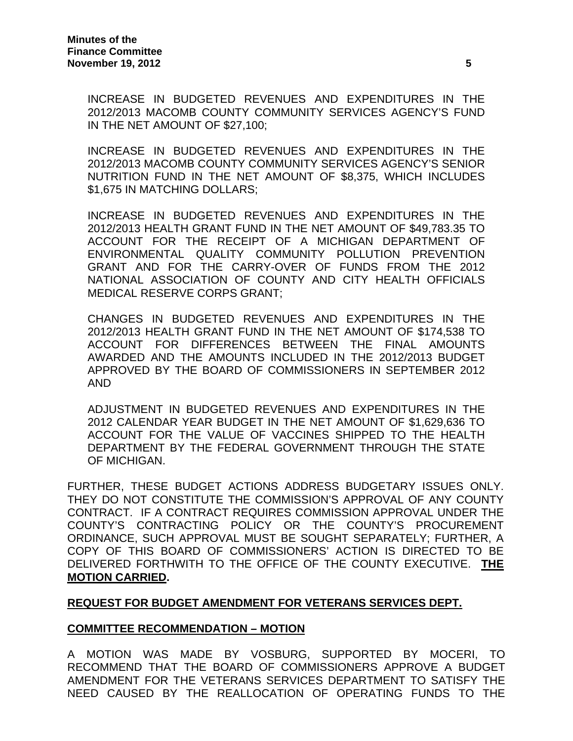INCREASE IN BUDGETED REVENUES AND EXPENDITURES IN THE 2012/2013 MACOMB COUNTY COMMUNITY SERVICES AGENCY'S FUND IN THE NET AMOUNT OF $27,100;

INCREASE IN BUDGETED REVENUES AND EXPENDITURES IN THE 2012/2013 MACOMB COUNTY COMMUNITY SERVICES AGENCY'S SENIOR NUTRITION FUND IN THE NET AMOUNT OF $8,375, WHICH INCLUDES $1,675 IN MATCHING DOLLARS;

INCREASE IN BUDGETED REVENUES AND EXPENDITURES IN THE 2012/2013 HEALTH GRANT FUND IN THE NET AMOUNT OF $49,783.35 TO ACCOUNT FOR THE RECEIPT OF A MICHIGAN DEPARTMENT OF ENVIRONMENTAL QUALITY COMMUNITY POLLUTION PREVENTION GRANT AND FOR THE CARRY-OVER OF FUNDS FROM THE 2012 NATIONAL ASSOCIATION OF COUNTY AND CITY HEALTH OFFICIALS MEDICAL RESERVE CORPS GRANT;

CHANGES IN BUDGETED REVENUES AND EXPENDITURES IN THE 2012/2013 HEALTH GRANT FUND IN THE NET AMOUNT OF $174,538 TO ACCOUNT FOR DIFFERENCES BETWEEN THE FINAL AMOUNTS AWARDED AND THE AMOUNTS INCLUDED IN THE 2012/2013 BUDGET APPROVED BY THE BOARD OF COMMISSIONERS IN SEPTEMBER 2012 AND

ADJUSTMENT IN BUDGETED REVENUES AND EXPENDITURES IN THE 2012 CALENDAR YEAR BUDGET IN THE NET AMOUNT OF $1,629,636 TO ACCOUNT FOR THE VALUE OF VACCINES SHIPPED TO THE HEALTH DEPARTMENT BY THE FEDERAL GOVERNMENT THROUGH THE STATE OF MICHIGAN.

FURTHER, THESE BUDGET ACTIONS ADDRESS BUDGETARY ISSUES ONLY. THEY DO NOT CONSTITUTE THE COMMISSION'S APPROVAL OF ANY COUNTY CONTRACT. IF A CONTRACT REQUIRES COMMISSION APPROVAL UNDER THE COUNTY'S CONTRACTING POLICY OR THE COUNTY'S PROCUREMENT ORDINANCE, SUCH APPROVAL MUST BE SOUGHT SEPARATELY; FURTHER, A COPY OF THIS BOARD OF COMMISSIONERS' ACTION IS DIRECTED TO BE DELIVERED FORTHWITH TO THE OFFICE OF THE COUNTY EXECUTIVE. **THE MOTION CARRIED.**

**REQUEST FOR BUDGET AMENDMENT FOR VETERANS SERVICES DEPT.**

**COMMITTEE RECOMMENDATION – MOTION**

A MOTION WAS MADE BY VOSBURG, SUPPORTED BY MOCERI, TO RECOMMEND THAT THE BOARD OF COMMISSIONERS APPROVE A BUDGET AMENDMENT FOR THE VETERANS SERVICES DEPARTMENT TO SATISFY THE NEED CAUSED BY THE REALLOCATION OF OPERATING FUNDS TO THE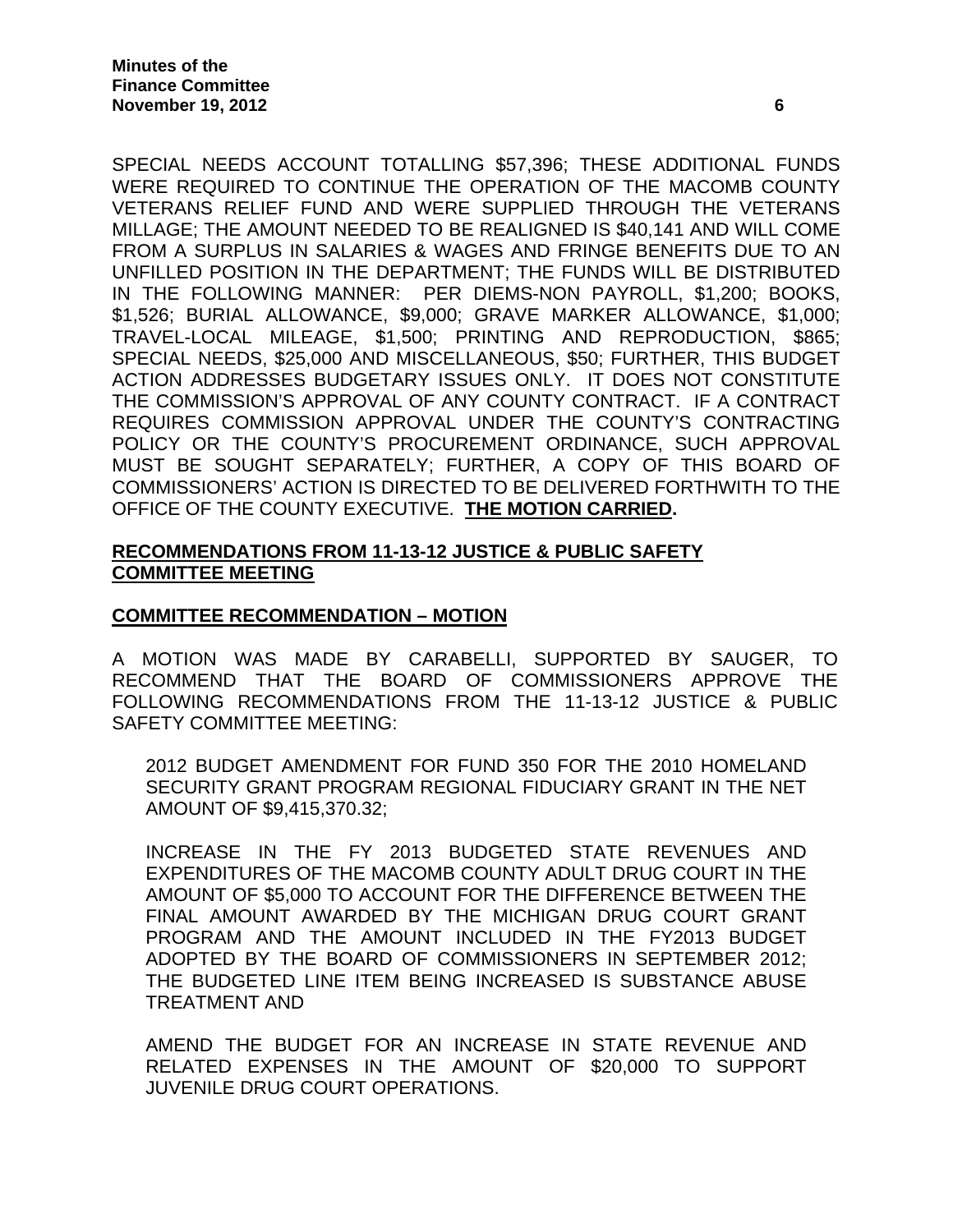SPECIAL NEEDS ACCOUNT TOTALLING $57,396; THESE ADDITIONAL FUNDS WERE REQUIRED TO CONTINUE THE OPERATION OF THE MACOMB COUNTY VETERANS RELIEF FUND AND WERE SUPPLIED THROUGH THE VETERANS MILLAGE; THE AMOUNT NEEDED TO BE REALIGNED IS $40,141 AND WILL COME FROM A SURPLUS IN SALARIES & WAGES AND FRINGE BENEFITS DUE TO AN UNFILLED POSITION IN THE DEPARTMENT; THE FUNDS WILL BE DISTRIBUTED IN THE FOLLOWING MANNER: PER DIEMS-NON PAYROLL, $1,200; BOOKS, $1,526; BURIAL ALLOWANCE, $9,000; GRAVE MARKER ALLOWANCE, $1,000; TRAVEL-LOCAL MILEAGE, $1,500; PRINTING AND REPRODUCTION, $865; SPECIAL NEEDS, $25,000 AND MISCELLANEOUS, $50; FURTHER, THIS BUDGET ACTION ADDRESSES BUDGETARY ISSUES ONLY. IT DOES NOT CONSTITUTE THE COMMISSION'S APPROVAL OF ANY COUNTY CONTRACT. IF A CONTRACT REQUIRES COMMISSION APPROVAL UNDER THE COUNTY'S CONTRACTING POLICY OR THE COUNTY'S PROCUREMENT ORDINANCE, SUCH APPROVAL MUST BE SOUGHT SEPARATELY; FURTHER, A COPY OF THIS BOARD OF COMMISSIONERS' ACTION IS DIRECTED TO BE DELIVERED FORTHWITH TO THE OFFICE OF THE COUNTY EXECUTIVE. **THE MOTION CARRIED.**

## RECOMMENDATIONS FROM 11-13-12 JUSTICE & PUBLIC SAFETY COMMITTEE MEETING

## COMMITTEE RECOMMENDATION – MOTION

A MOTION WAS MADE BY CARABELLI, SUPPORTED BY SAUGER, TO RECOMMEND THAT THE BOARD OF COMMISSIONERS APPROVE THE FOLLOWING RECOMMENDATIONS FROM THE 11-13-12 JUSTICE & PUBLIC SAFETY COMMITTEE MEETING:

2012 BUDGET AMENDMENT FOR FUND 350 FOR THE 2010 HOMELAND SECURITY GRANT PROGRAM REGIONAL FIDUCIARY GRANT IN THE NET AMOUNT OF $9,415,370.32;

INCREASE IN THE FY 2013 BUDGETED STATE REVENUES AND EXPENDITURES OF THE MACOMB COUNTY ADULT DRUG COURT IN THE AMOUNT OF $5,000 TO ACCOUNT FOR THE DIFFERENCE BETWEEN THE FINAL AMOUNT AWARDED BY THE MICHIGAN DRUG COURT GRANT PROGRAM AND THE AMOUNT INCLUDED IN THE FY2013 BUDGET ADOPTED BY THE BOARD OF COMMISSIONERS IN SEPTEMBER 2012; THE BUDGETED LINE ITEM BEING INCREASED IS SUBSTANCE ABUSE TREATMENT AND

AMEND THE BUDGET FOR AN INCREASE IN STATE REVENUE AND RELATED EXPENSES IN THE AMOUNT OF $20,000 TO SUPPORT JUVENILE DRUG COURT OPERATIONS.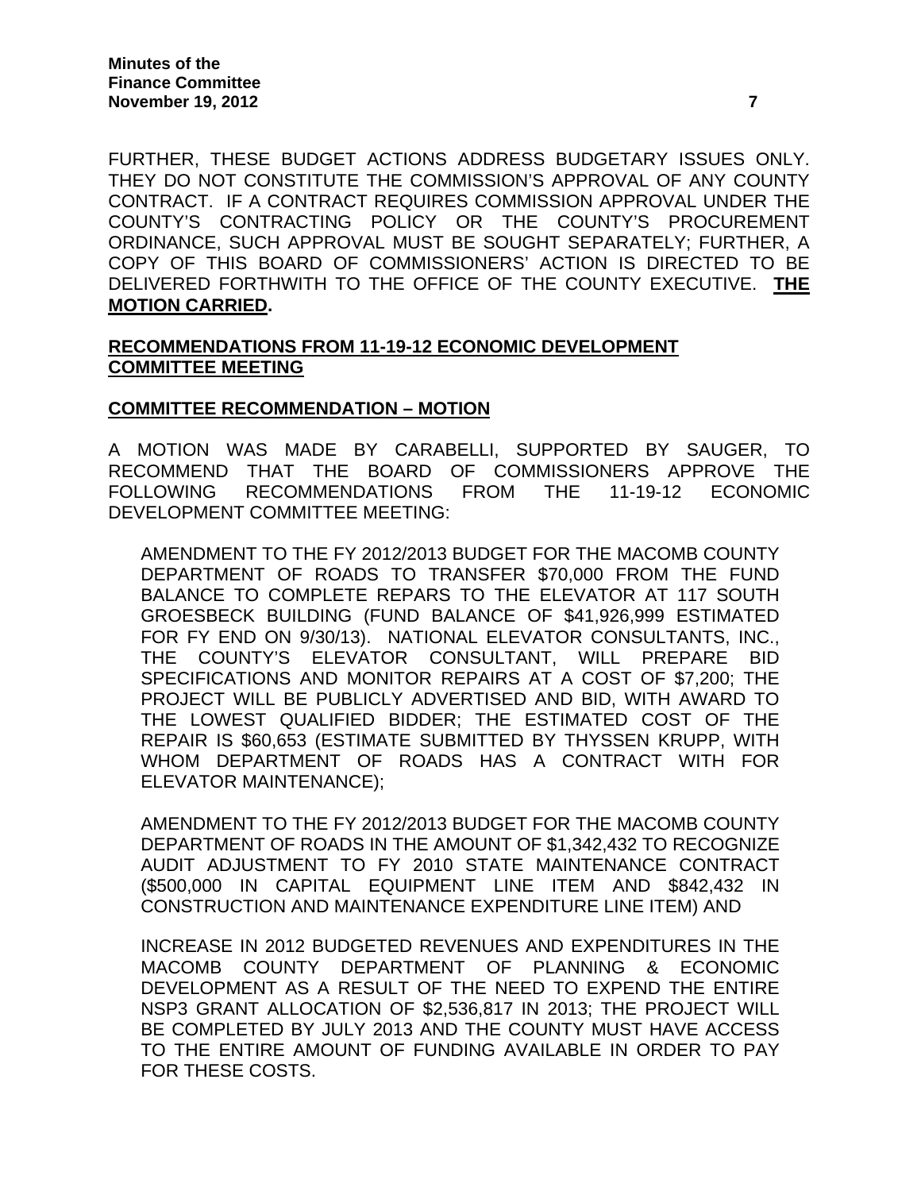FURTHER, THESE BUDGET ACTIONS ADDRESS BUDGETARY ISSUES ONLY. THEY DO NOT CONSTITUTE THE COMMISSION'S APPROVAL OF ANY COUNTY CONTRACT. IF A CONTRACT REQUIRES COMMISSION APPROVAL UNDER THE COUNTY'S CONTRACTING POLICY OR THE COUNTY'S PROCUREMENT ORDINANCE, SUCH APPROVAL MUST BE SOUGHT SEPARATELY; FURTHER, A COPY OF THIS BOARD OF COMMISSIONERS' ACTION IS DIRECTED TO BE DELIVERED FORTHWITH TO THE OFFICE OF THE COUNTY EXECUTIVE. **THE MOTION CARRIED.**

**RECOMMENDATIONS FROM 11-19-12 ECONOMIC DEVELOPMENT COMMITTEE MEETING**

**COMMITTEE RECOMMENDATION – MOTION**

A MOTION WAS MADE BY CARABELLI, SUPPORTED BY SAUGER, TO RECOMMEND THAT THE BOARD OF COMMISSIONERS APPROVE THE FOLLOWING RECOMMENDATIONS FROM THE 11-19-12 ECONOMIC DEVELOPMENT COMMITTEE MEETING:

AMENDMENT TO THE FY 2012/2013 BUDGET FOR THE MACOMB COUNTY DEPARTMENT OF ROADS TO TRANSFER $70,000 FROM THE FUND BALANCE TO COMPLETE REPARS TO THE ELEVATOR AT 117 SOUTH GROESBECK BUILDING (FUND BALANCE OF $41,926,999 ESTIMATED FOR FY END ON 9/30/13). NATIONAL ELEVATOR CONSULTANTS, INC., THE COUNTY'S ELEVATOR CONSULTANT, WILL PREPARE BID SPECIFICATIONS AND MONITOR REPAIRS AT A COST OF $7,200; THE PROJECT WILL BE PUBLICLY ADVERTISED AND BID, WITH AWARD TO THE LOWEST QUALIFIED BIDDER; THE ESTIMATED COST OF THE REPAIR IS $60,653 (ESTIMATE SUBMITTED BY THYSSEN KRUPP, WITH WHOM DEPARTMENT OF ROADS HAS A CONTRACT WITH FOR ELEVATOR MAINTENANCE);

AMENDMENT TO THE FY 2012/2013 BUDGET FOR THE MACOMB COUNTY DEPARTMENT OF ROADS IN THE AMOUNT OF $1,342,432 TO RECOGNIZE AUDIT ADJUSTMENT TO FY 2010 STATE MAINTENANCE CONTRACT ($500,000 IN CAPITAL EQUIPMENT LINE ITEM AND $842,432 IN CONSTRUCTION AND MAINTENANCE EXPENDITURE LINE ITEM) AND

INCREASE IN 2012 BUDGETED REVENUES AND EXPENDITURES IN THE MACOMB COUNTY DEPARTMENT OF PLANNING & ECONOMIC DEVELOPMENT AS A RESULT OF THE NEED TO EXPEND THE ENTIRE NSP3 GRANT ALLOCATION OF $2,536,817 IN 2013; THE PROJECT WILL BE COMPLETED BY JULY 2013 AND THE COUNTY MUST HAVE ACCESS TO THE ENTIRE AMOUNT OF FUNDING AVAILABLE IN ORDER TO PAY FOR THESE COSTS.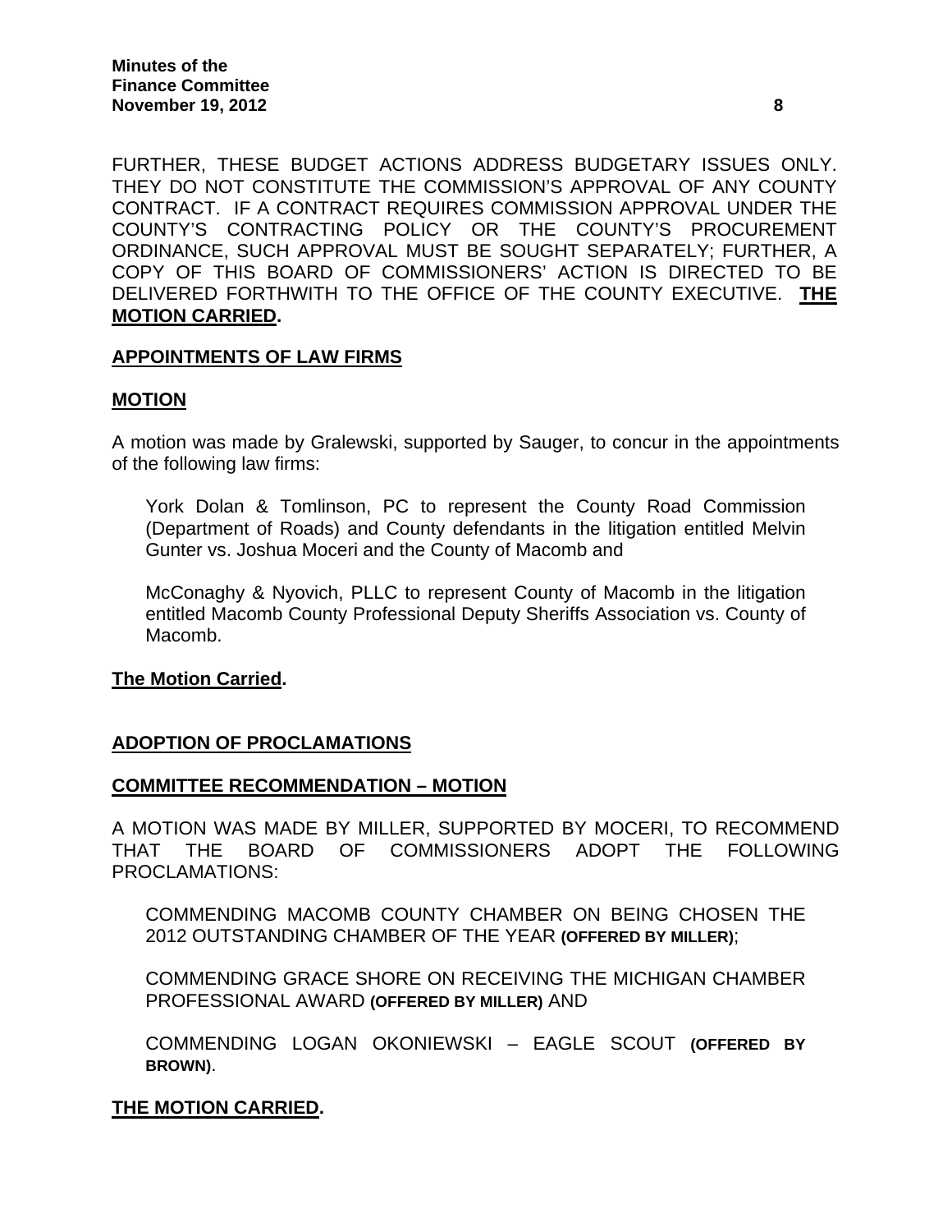FURTHER, THESE BUDGET ACTIONS ADDRESS BUDGETARY ISSUES ONLY. THEY DO NOT CONSTITUTE THE COMMISSION'S APPROVAL OF ANY COUNTY CONTRACT. IF A CONTRACT REQUIRES COMMISSION APPROVAL UNDER THE COUNTY'S CONTRACTING POLICY OR THE COUNTY'S PROCUREMENT ORDINANCE, SUCH APPROVAL MUST BE SOUGHT SEPARATELY; FURTHER, A COPY OF THIS BOARD OF COMMISSIONERS' ACTION IS DIRECTED TO BE DELIVERED FORTHWITH TO THE OFFICE OF THE COUNTY EXECUTIVE. **THE MOTION CARRIED.**

**APPOINTMENTS OF LAW FIRMS**

**MOTION**

A motion was made by Gralewski, supported by Sauger, to concur in the appointments of the following law firms:

York Dolan & Tomlinson, PC to represent the County Road Commission (Department of Roads) and County defendants in the litigation entitled Melvin Gunter vs. Joshua Moceri and the County of Macomb and

McConaghy & Nyovich, PLLC to represent County of Macomb in the litigation entitled Macomb County Professional Deputy Sheriffs Association vs. County of Macomb.

**The Motion Carried.**

**ADOPTION OF PROCLAMATIONS**

**COMMITTEE RECOMMENDATION – MOTION**

A MOTION WAS MADE BY MILLER, SUPPORTED BY MOCERI, TO RECOMMEND THAT THE BOARD OF COMMISSIONERS ADOPT THE FOLLOWING PROCLAMATIONS:

COMMENDING MACOMB COUNTY CHAMBER ON BEING CHOSEN THE 2012 OUTSTANDING CHAMBER OF THE YEAR **(OFFERED BY MILLER)**;

COMMENDING GRACE SHORE ON RECEIVING THE MICHIGAN CHAMBER PROFESSIONAL AWARD **(OFFERED BY MILLER)** AND

COMMENDING LOGAN OKONIEWSKI – EAGLE SCOUT **(OFFERED BY BROWN)**.

**THE MOTION CARRIED.**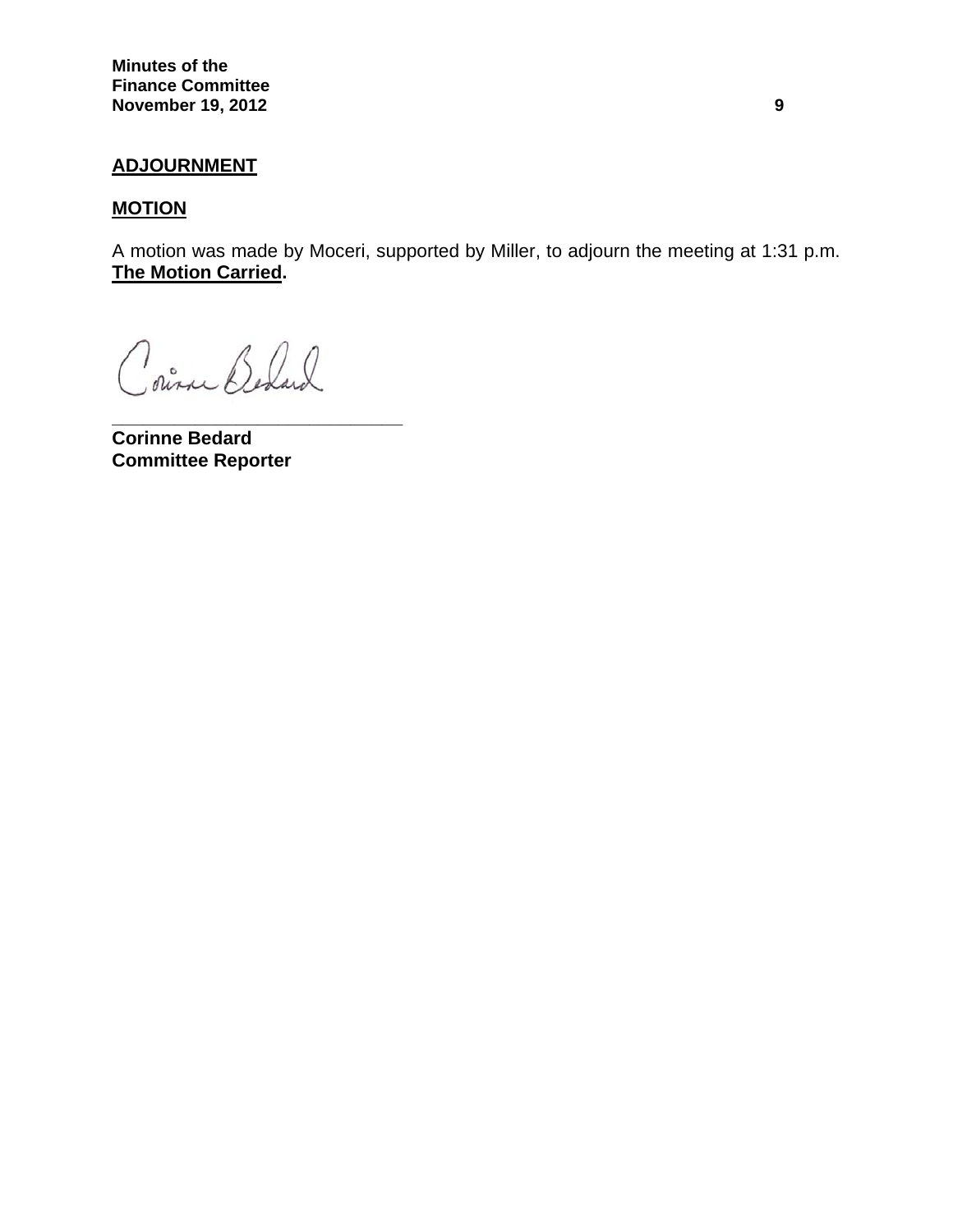## ADJOURNMENT

## MOTION

A motion was made by Moceri, supported by Miller, to adjourn the meeting at 1:31 p.m. **The Motion Carried.**

\_\_\_\_\_\_\_\_\_\_\_\_\_\_\_\_\_\_\_\_\_\_\_\_\_\_\_\_\_\_

**Corinne Bedard**
**Committee Reporter**